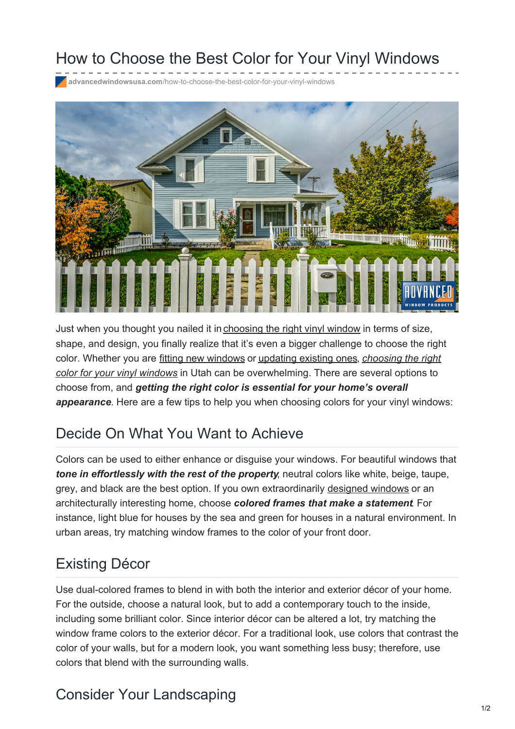# How to Choose the Best Color for Your Vinyl Windows

advancedwindowsusa.com/how-to-choose-the-best-color-for-your-vinyl-windows

Just when you thought you nailed it in choosing the right vinyl window in terms of size, shape, and design, you finally realize that it's even a bigger challenge to choose the right color. Whether you are fitting new windows or updating existing ones, *choosing the right color for your vinyl windows* in Utah can be overwhelming. There are several options to choose from, and ***getting the right color is essential for your home's overall appearance***. Here are a few tips to help you when choosing colors for your vinyl windows:

## Decide On What You Want to Achieve

Colors can be used to either enhance or disguise your windows. For beautiful windows that ***tone in effortlessly with the rest of the property***, neutral colors like white, beige, taupe, grey, and black are the best option. If you own extraordinarily designed windows or an architecturally interesting home, choose ***colored frames that make a statement***. For instance, light blue for houses by the sea and green for houses in a natural environment. In urban areas, try matching window frames to the color of your front door.

## Existing Décor

Use dual-colored frames to blend in with both the interior and exterior décor of your home. For the outside, choose a natural look, but to add a contemporary touch to the inside, including some brilliant color. Since interior décor can be altered a lot, try matching the window frame colors to the exterior décor. For a traditional look, use colors that contrast the color of your walls, but for a modern look, you want something less busy; therefore, use colors that blend with the surrounding walls.

## Consider Your Landscaping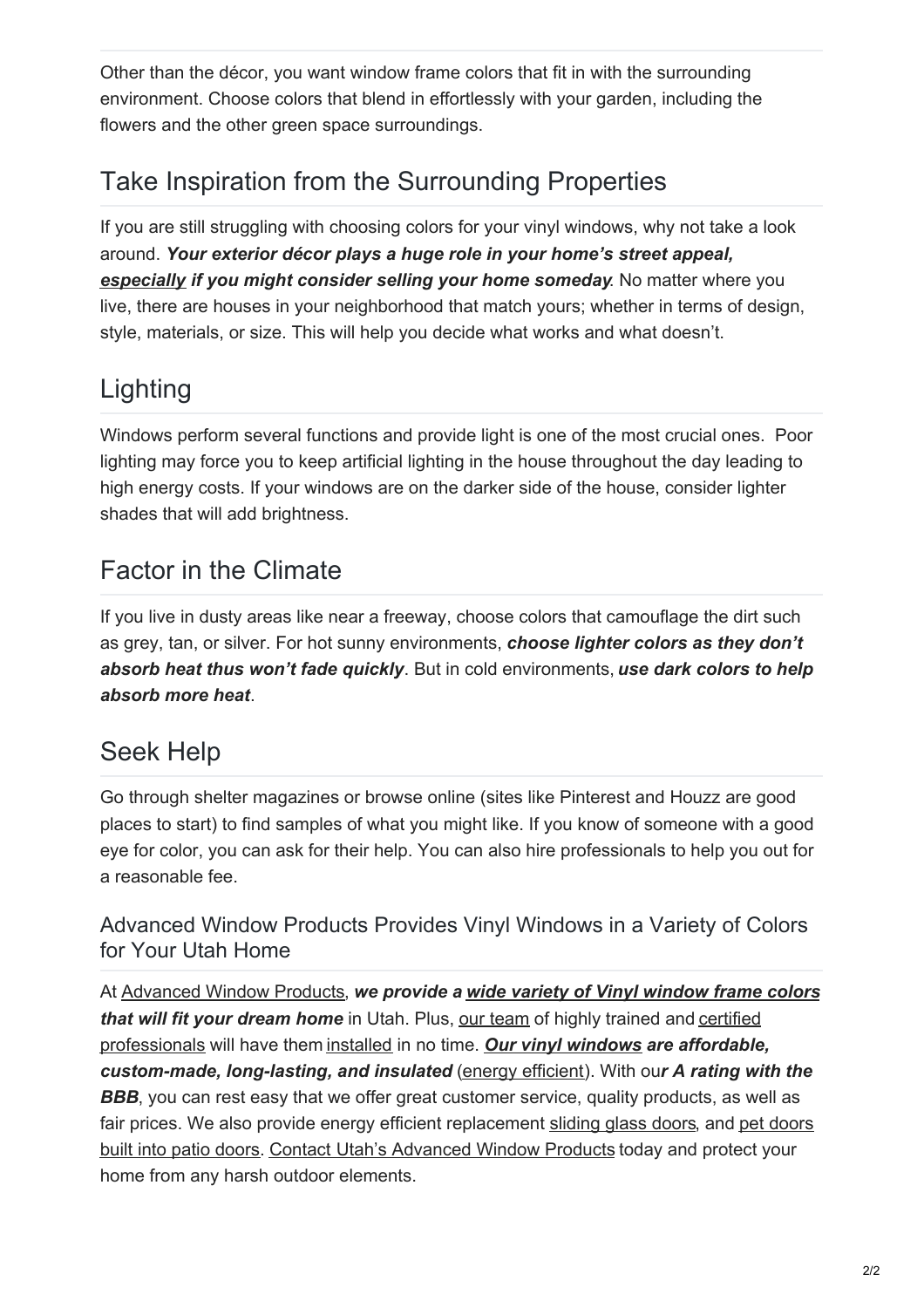Other than the décor, you want window frame colors that fit in with the surrounding environment. Choose colors that blend in effortlessly with your garden, including the flowers and the other green space surroundings.

## Take Inspiration from the Surrounding Properties

If you are still struggling with choosing colors for your vinyl windows, why not take a look around. ***Your exterior décor plays a huge role in your home's street appeal, especially if you might consider selling your home someday***. No matter where you live, there are houses in your neighborhood that match yours; whether in terms of design, style, materials, or size. This will help you decide what works and what doesn't.

## Lighting

Windows perform several functions and provide light is one of the most crucial ones. Poor lighting may force you to keep artificial lighting in the house throughout the day leading to high energy costs. If your windows are on the darker side of the house, consider lighter shades that will add brightness.

## Factor in the Climate

If you live in dusty areas like near a freeway, choose colors that camouflage the dirt such as grey, tan, or silver. For hot sunny environments, ***choose lighter colors as they don't absorb heat thus won't fade quickly***. But in cold environments, ***use dark colors to help absorb more heat***.

## Seek Help

Go through shelter magazines or browse online (sites like Pinterest and Houzz are good places to start) to find samples of what you might like. If you know of someone with a good eye for color, you can ask for their help. You can also hire professionals to help you out for a reasonable fee.

### Advanced Window Products Provides Vinyl Windows in a Variety of Colors for Your Utah Home

At Advanced Window Products, ***we provide a wide variety of Vinyl window frame colors that will fit your dream home*** in Utah. Plus, our team of highly trained and certified professionals will have them installed in no time. ***Our vinyl windows are affordable, custom-made, long-lasting, and insulated*** (energy efficient). With ou***r A rating with the BBB***, you can rest easy that we offer great customer service, quality products, as well as fair prices. We also provide energy efficient replacement sliding glass doors, and pet doors built into patio doors. Contact Utah's Advanced Window Products today and protect your home from any harsh outdoor elements.